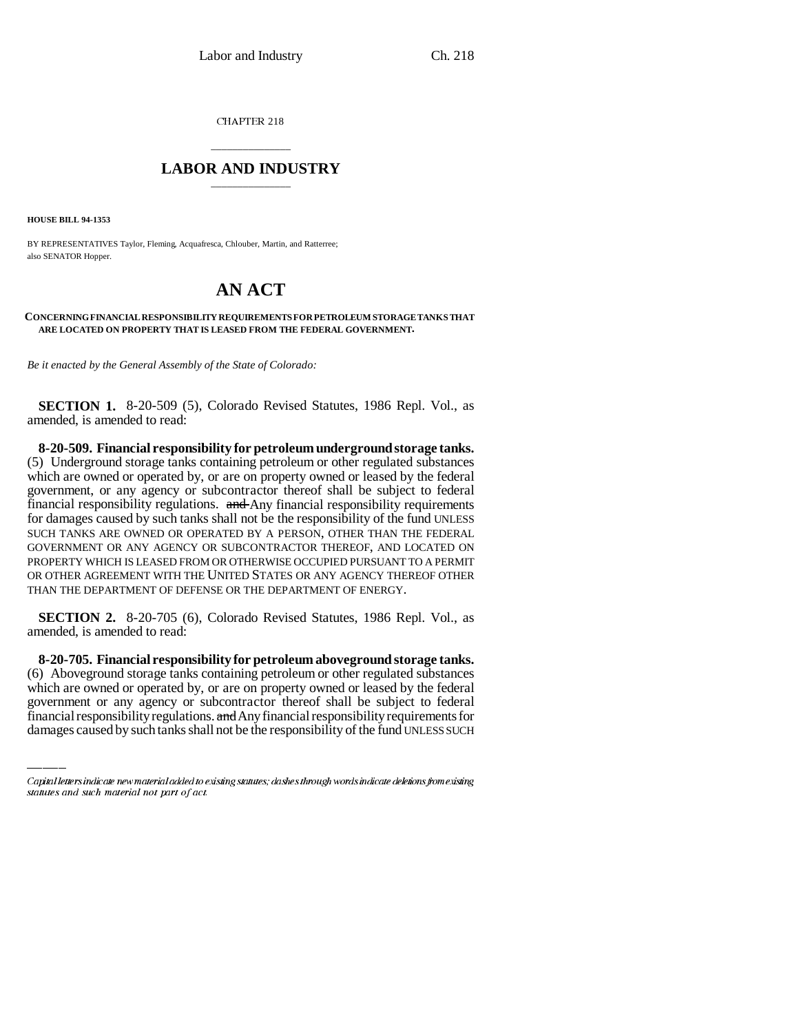CHAPTER 218

# LABOR AND INDUSTRY

**HOUSE BILL 94-1353**

BY REPRESENTATIVES Taylor, Fleming, Acquafresca, Chlouber, Martin, and Ratterree; also SENATOR Hopper.

# AN ACT

**CONCERNING FINANCIAL RESPONSIBILITY REQUIREMENTS FOR PETROLEUM STORAGE TANKS THAT ARE LOCATED ON PROPERTY THAT IS LEASED FROM THE FEDERAL GOVERNMENT.**

*Be it enacted by the General Assembly of the State of Colorado:*

**SECTION 1.** 8-20-509 (5), Colorado Revised Statutes, 1986 Repl. Vol., as amended, is amended to read:

**8-20-509. Financial responsibility for petroleum underground storage tanks.** (5) Underground storage tanks containing petroleum or other regulated substances which are owned or operated by, or are on property owned or leased by the federal government, or any agency or subcontractor thereof shall be subject to federal financial responsibility regulations. ~~and~~ Any financial responsibility requirements for damages caused by such tanks shall not be the responsibility of the fund UNLESS SUCH TANKS ARE OWNED OR OPERATED BY A PERSON, OTHER THAN THE FEDERAL GOVERNMENT OR ANY AGENCY OR SUBCONTRACTOR THEREOF, AND LOCATED ON PROPERTY WHICH IS LEASED FROM OR OTHERWISE OCCUPIED PURSUANT TO A PERMIT OR OTHER AGREEMENT WITH THE UNITED STATES OR ANY AGENCY THEREOF OTHER THAN THE DEPARTMENT OF DEFENSE OR THE DEPARTMENT OF ENERGY.

**SECTION 2.** 8-20-705 (6), Colorado Revised Statutes, 1986 Repl. Vol., as amended, is amended to read:

**8-20-705. Financial responsibility for petroleum aboveground storage tanks.** (6) Aboveground storage tanks containing petroleum or other regulated substances which are owned or operated by, or are on property owned or leased by the federal government or any agency or subcontractor thereof shall be subject to federal financial responsibility regulations. ~~and~~ Any financial responsibility requirements for damages caused by such tanks shall not be the responsibility of the fund UNLESS SUCH

*Capital letters indicate new material added to existing statutes; dashes through words indicate deletions from existing statutes and such material not part of act.*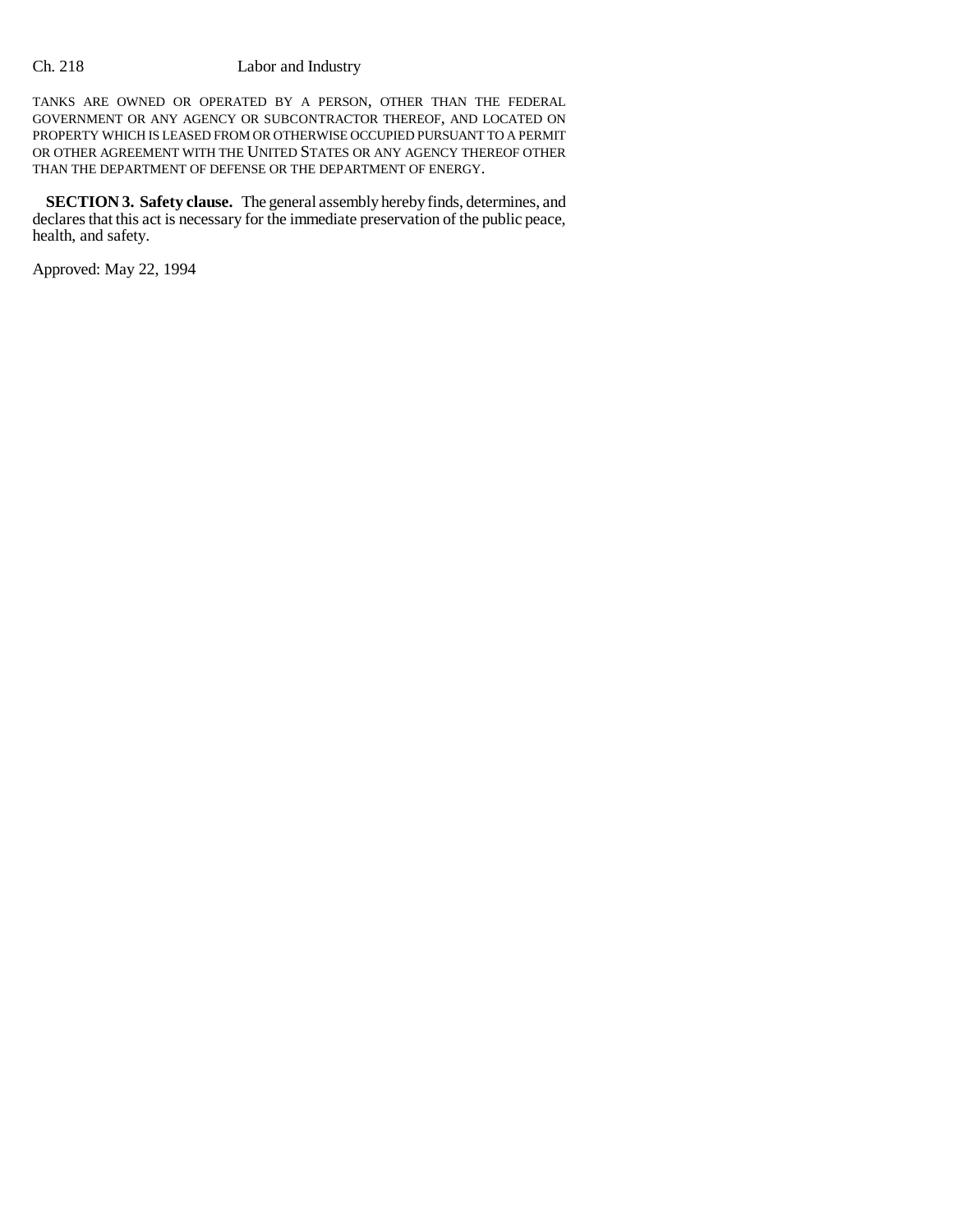TANKS ARE OWNED OR OPERATED BY A PERSON, OTHER THAN THE FEDERAL GOVERNMENT OR ANY AGENCY OR SUBCONTRACTOR THEREOF, AND LOCATED ON PROPERTY WHICH IS LEASED FROM OR OTHERWISE OCCUPIED PURSUANT TO A PERMIT OR OTHER AGREEMENT WITH THE UNITED STATES OR ANY AGENCY THEREOF OTHER THAN THE DEPARTMENT OF DEFENSE OR THE DEPARTMENT OF ENERGY.

**SECTION 3. Safety clause.** The general assembly hereby finds, determines, and declares that this act is necessary for the immediate preservation of the public peace, health, and safety.

Approved: May 22, 1994